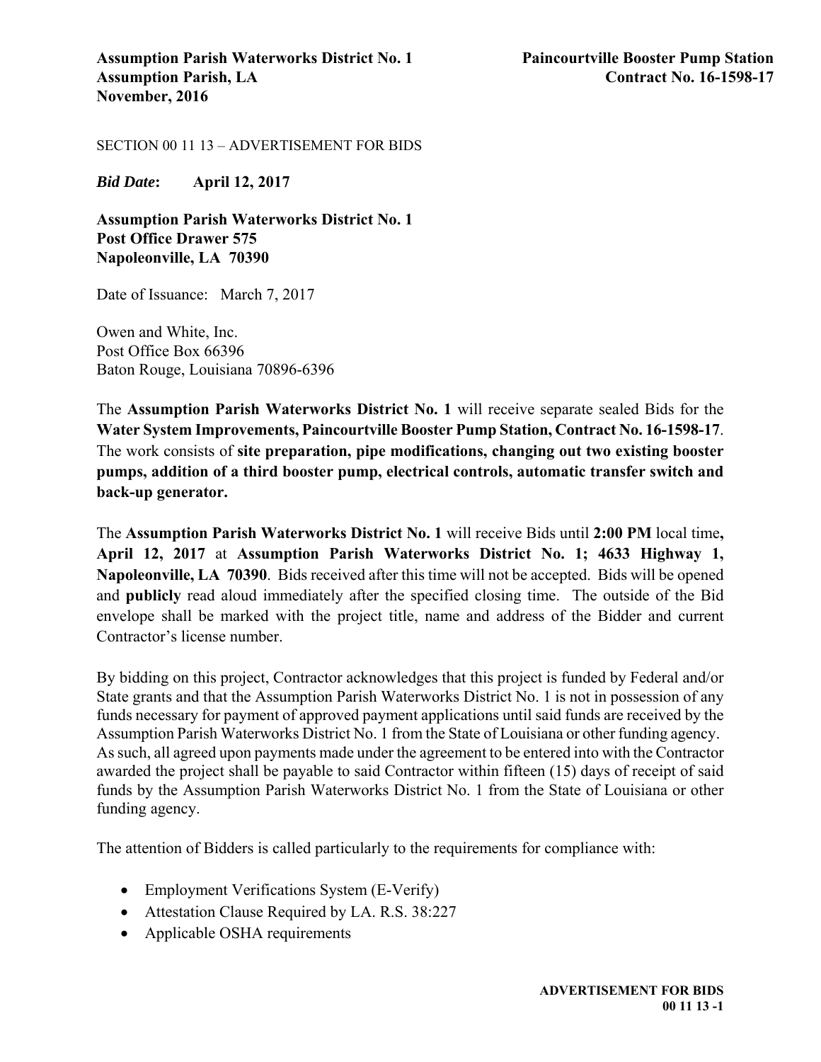SECTION 00 11 13 – ADVERTISEMENT FOR BIDS

***Bid Date*: April 12, 2017**

**Assumption Parish Waterworks District No. 1**
**Post Office Drawer 575**
**Napoleonville, LA 70390**

Date of Issuance: March 7, 2017

Owen and White, Inc.
Post Office Box 66396
Baton Rouge, Louisiana 70896-6396

The **Assumption Parish Waterworks District No. 1** will receive separate sealed Bids for the **Water System Improvements, Paincourtville Booster Pump Station, Contract No. 16-1598-17**. The work consists of **site preparation, pipe modifications, changing out two existing booster pumps, addition of a third booster pump, electrical controls, automatic transfer switch and back-up generator.**

The **Assumption Parish Waterworks District No. 1** will receive Bids until **2:00 PM** local time**, April 12, 2017** at **Assumption Parish Waterworks District No. 1; 4633 Highway 1, Napoleonville, LA 70390**. Bids received after this time will not be accepted. Bids will be opened and **publicly** read aloud immediately after the specified closing time. The outside of the Bid envelope shall be marked with the project title, name and address of the Bidder and current Contractor's license number.

By bidding on this project, Contractor acknowledges that this project is funded by Federal and/or State grants and that the Assumption Parish Waterworks District No. 1 is not in possession of any funds necessary for payment of approved payment applications until said funds are received by the Assumption Parish Waterworks District No. 1 from the State of Louisiana or other funding agency. As such, all agreed upon payments made under the agreement to be entered into with the Contractor awarded the project shall be payable to said Contractor within fifteen (15) days of receipt of said funds by the Assumption Parish Waterworks District No. 1 from the State of Louisiana or other funding agency.

The attention of Bidders is called particularly to the requirements for compliance with:

- Employment Verifications System (E-Verify)
- Attestation Clause Required by LA. R.S. 38:227
- Applicable OSHA requirements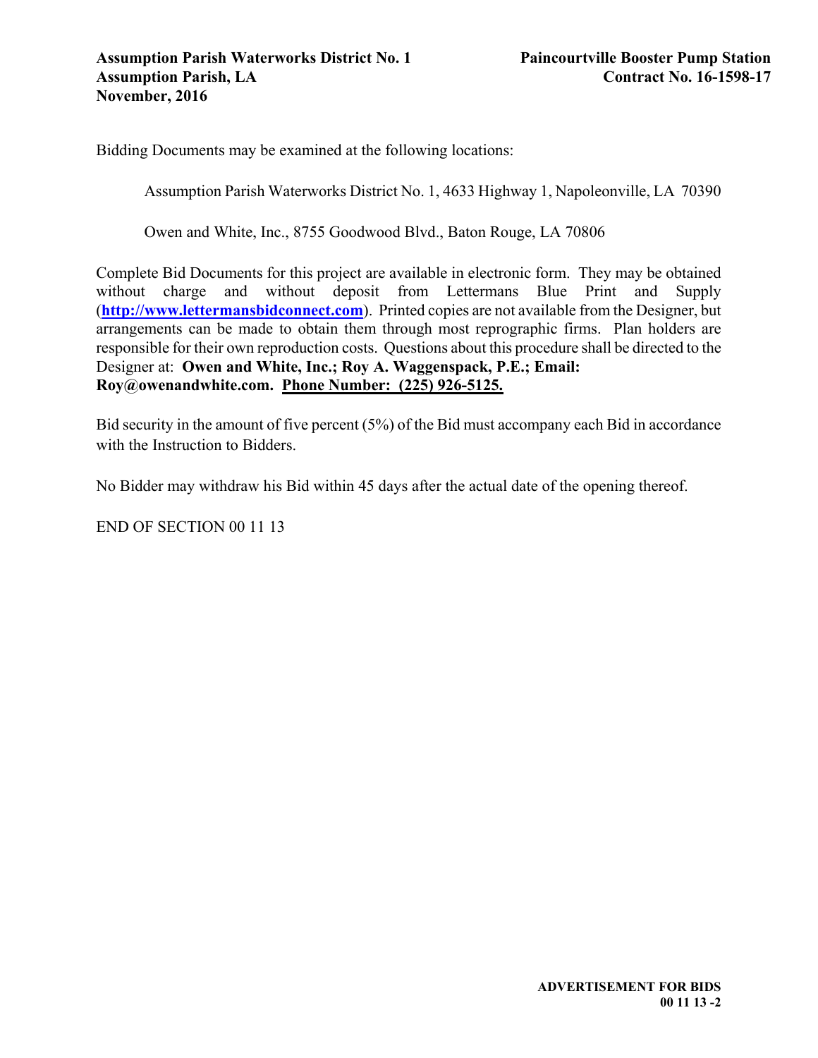Bidding Documents may be examined at the following locations:

Assumption Parish Waterworks District No. 1, 4633 Highway 1, Napoleonville, LA 70390

Owen and White, Inc., 8755 Goodwood Blvd., Baton Rouge, LA 70806

Complete Bid Documents for this project are available in electronic form. They may be obtained without charge and without deposit from Lettermans Blue Print and Supply (**http://www.lettermansbidconnect.com**). Printed copies are not available from the Designer, but arrangements can be made to obtain them through most reprographic firms. Plan holders are responsible for their own reproduction costs. Questions about this procedure shall be directed to the Designer at: **Owen and White, Inc.; Roy A. Waggenspack, P.E.; Email: Roy@owenandwhite.com. Phone Number: (225) 926-5125.**

Bid security in the amount of five percent (5%) of the Bid must accompany each Bid in accordance with the Instruction to Bidders.

No Bidder may withdraw his Bid within 45 days after the actual date of the opening thereof.

END OF SECTION 00 11 13